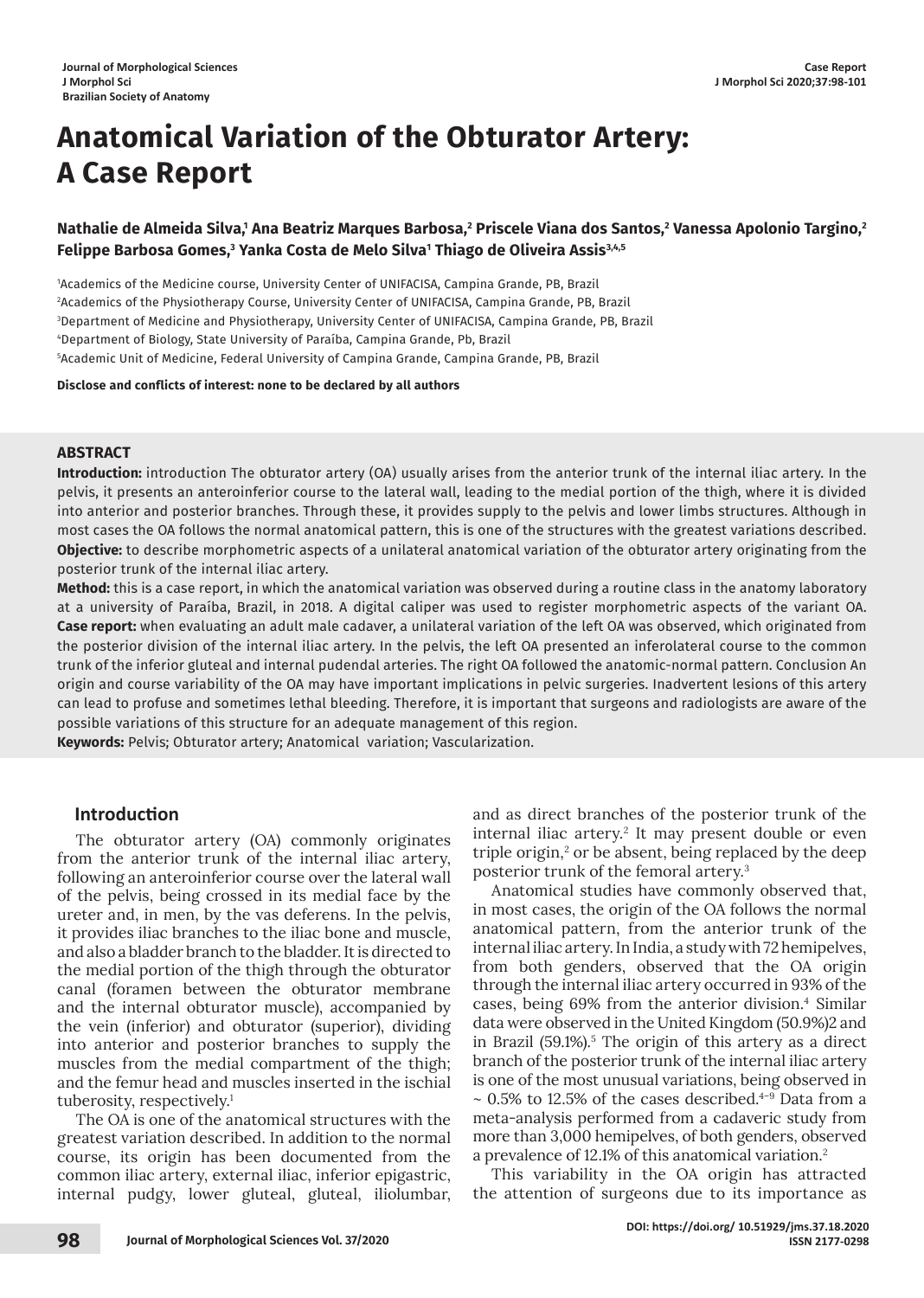# Anatomical Variation of the Obturator Artery: A Case Report

**Nathalie de Almeida Silva,[1] Ana Beatriz Marques Barbosa,[2] Priscele Viana dos Santos,[2] Vanessa Apolonio Targino,[2] Felippe Barbosa Gomes,[3] Yanka Costa de Melo Silva[1] Thiago de Oliveira Assis[3,4,5]**

[1]Academics of the Medicine course, University Center of UNIFACISA, Campina Grande, PB, Brazil
[2]Academics of the Physiotherapy Course, University Center of UNIFACISA, Campina Grande, PB, Brazil
[3]Department of Medicine and Physiotherapy, University Center of UNIFACISA, Campina Grande, PB, Brazil
[4]Department of Biology, State University of Paraíba, Campina Grande, Pb, Brazil
[5]Academic Unit of Medicine, Federal University of Campina Grande, Campina Grande, PB, Brazil

**Disclose and conflicts of interest: none to be declared by all authors**

## ABSTRACT

**Introduction:** introduction The obturator artery (OA) usually arises from the anterior trunk of the internal iliac artery. In the pelvis, it presents an anteroinferior course to the lateral wall, leading to the medial portion of the thigh, where it is divided into anterior and posterior branches. Through these, it provides supply to the pelvis and lower limbs structures. Although in most cases the OA follows the normal anatomical pattern, this is one of the structures with the greatest variations described.
**Objective:** to describe morphometric aspects of a unilateral anatomical variation of the obturator artery originating from the posterior trunk of the internal iliac artery.
**Method:** this is a case report, in which the anatomical variation was observed during a routine class in the anatomy laboratory at a university of Paraíba, Brazil, in 2018. A digital caliper was used to register morphometric aspects of the variant OA.
**Case report:** when evaluating an adult male cadaver, a unilateral variation of the left OA was observed, which originated from the posterior division of the internal iliac artery. In the pelvis, the left OA presented an inferolateral course to the common trunk of the inferior gluteal and internal pudendal arteries. The right OA followed the anatomic-normal pattern. Conclusion An origin and course variability of the OA may have important implications in pelvic surgeries. Inadvertent lesions of this artery can lead to profuse and sometimes lethal bleeding. Therefore, it is important that surgeons and radiologists are aware of the possible variations of this structure for an adequate management of this region.
**Keywords:** Pelvis; Obturator artery; Anatomical variation; Vascularization.

## Introduction

The obturator artery (OA) commonly originates from the anterior trunk of the internal iliac artery, following an anteroinferior course over the lateral wall of the pelvis, being crossed in its medial face by the ureter and, in men, by the vas deferens. In the pelvis, it provides iliac branches to the iliac bone and muscle, and also a bladder branch to the bladder. It is directed to the medial portion of the thigh through the obturator canal (foramen between the obturator membrane and the internal obturator muscle), accompanied by the vein (inferior) and obturator (superior), dividing into anterior and posterior branches to supply the muscles from the medial compartment of the thigh; and the femur head and muscles inserted in the ischial tuberosity, respectively.[1]

The OA is one of the anatomical structures with the greatest variation described. In addition to the normal course, its origin has been documented from the common iliac artery, external iliac, inferior epigastric, internal pudgy, lower gluteal, gluteal, iliolumbar, and as direct branches of the posterior trunk of the internal iliac artery.[2] It may present double or even triple origin,[2] or be absent, being replaced by the deep posterior trunk of the femoral artery.[3]

Anatomical studies have commonly observed that, in most cases, the origin of the OA follows the normal anatomical pattern, from the anterior trunk of the internal iliac artery. In India, a study with 72 hemipelves, from both genders, observed that the OA origin through the internal iliac artery occurred in 93% of the cases, being 69% from the anterior division.[4] Similar data were observed in the United Kingdom (50.9%)2 and in Brazil (59.1%).[5] The origin of this artery as a direct branch of the posterior trunk of the internal iliac artery is one of the most unusual variations, being observed in ~ 0.5% to 12.5% of the cases described.[4–9] Data from a meta-analysis performed from a cadaveric study from more than 3,000 hemipelves, of both genders, observed a prevalence of 12.1% of this anatomical variation.[2]

This variability in the OA origin has attracted the attention of surgeons due to its importance as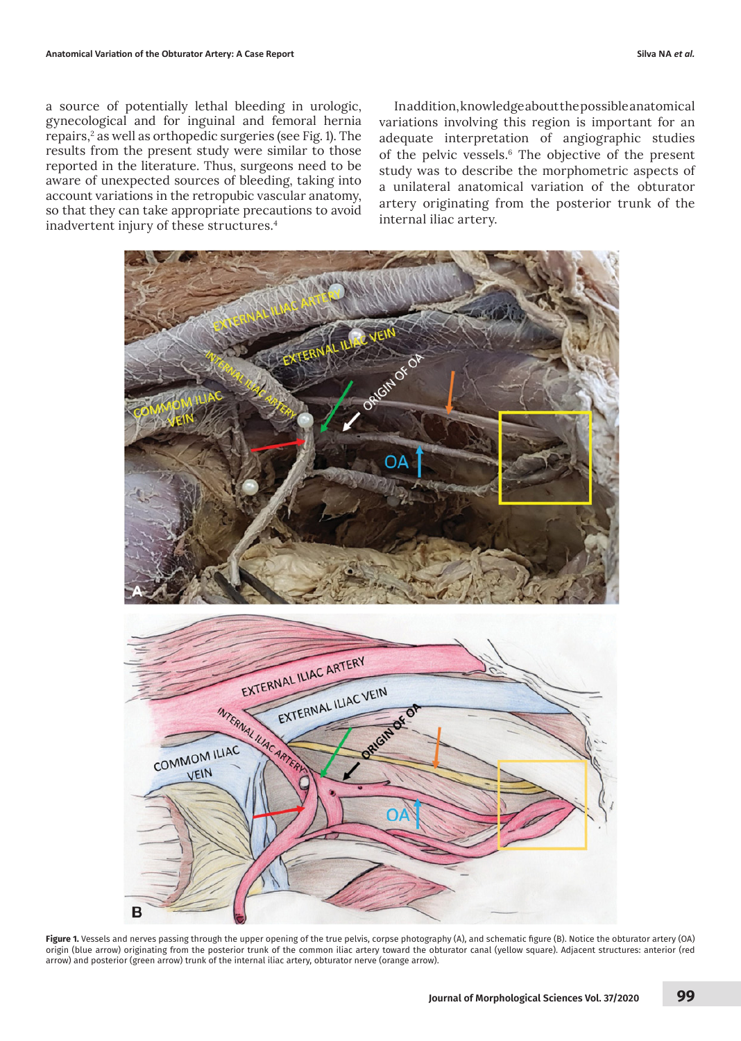a source of potentially lethal bleeding in urologic, gynecological and for inguinal and femoral hernia repairs,[2] as well as orthopedic surgeries (see Fig. 1). The results from the present study were similar to those reported in the literature. Thus, surgeons need to be aware of unexpected sources of bleeding, taking into account variations in the retropubic vascular anatomy, so that they can take appropriate precautions to avoid inadvertent injury of these structures.[4]

In addition, knowledge about the possible anatomical variations involving this region is important for an adequate interpretation of angiographic studies of the pelvic vessels.[6] The objective of the present study was to describe the morphometric aspects of a unilateral anatomical variation of the obturator artery originating from the posterior trunk of the internal iliac artery.

EXTERNAL ILIAC ARTERY
EXTERNAL ILIAC VEIN
INTERNAL ILIAC ARTERY
COMMOM ILIAC VEIN
ORIGIN OF OA
OA
A

EXTERNAL ILIAC ARTERY
EXTERNAL ILIAC VEIN
INTERNAL ILIAC ARTERY
COMMOM ILIAC VEIN
ORIGIN OF OA
OA
B

**Figure 1.** Vessels and nerves passing through the upper opening of the true pelvis, corpse photography (A), and schematic figure (B). Notice the obturator artery (OA) origin (blue arrow) originating from the posterior trunk of the common iliac artery toward the obturator canal (yellow square). Adjacent structures: anterior (red arrow) and posterior (green arrow) trunk of the internal iliac artery, obturator nerve (orange arrow).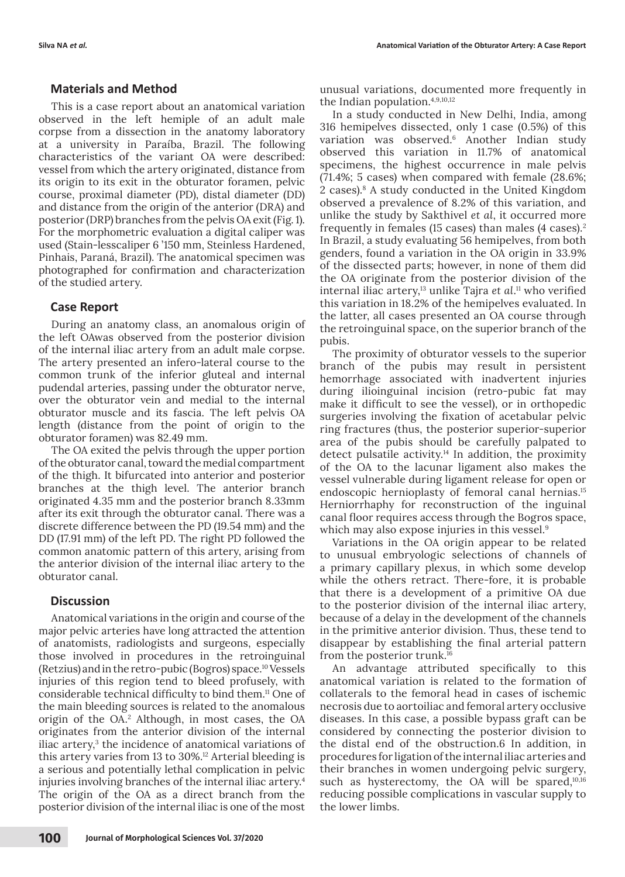## Materials and Method

This is a case report about an anatomical variation observed in the left hemiple of an adult male corpse from a dissection in the anatomy laboratory at a university in Paraíba, Brazil. The following characteristics of the variant OA were described: vessel from which the artery originated, distance from its origin to its exit in the obturator foramen, pelvic course, proximal diameter (PD), distal diameter (DD) and distance from the origin of the anterior (DRA) and posterior (DRP) branches from the pelvis OA exit (Fig. 1). For the morphometric evaluation a digital caliper was used (Stain-lesscaliper 6 '150 mm, Steinless Hardened, Pinhais, Paraná, Brazil). The anatomical specimen was photographed for confirmation and characterization of the studied artery.

## Case Report

During an anatomy class, an anomalous origin of the left OAwas observed from the posterior division of the internal iliac artery from an adult male corpse. The artery presented an infero-lateral course to the common trunk of the inferior gluteal and internal pudendal arteries, passing under the obturator nerve, over the obturator vein and medial to the internal obturator muscle and its fascia. The left pelvis OA length (distance from the point of origin to the obturator foramen) was 82.49 mm.

The OA exited the pelvis through the upper portion of the obturator canal, toward the medial compartment of the thigh. It bifurcated into anterior and posterior branches at the thigh level. The anterior branch originated 4.35 mm and the posterior branch 8.33mm after its exit through the obturator canal. There was a discrete difference between the PD (19.54 mm) and the DD (17.91 mm) of the left PD. The right PD followed the common anatomic pattern of this artery, arising from the anterior division of the internal iliac artery to the obturator canal.

## Discussion

Anatomical variations in the origin and course of the major pelvic arteries have long attracted the attention of anatomists, radiologists and surgeons, especially those involved in procedures in the retroinguinal (Retzius) and in the retro-pubic (Bogros) space.[10] Vessels injuries of this region tend to bleed profusely, with considerable technical difficulty to bind them.[11] One of the main bleeding sources is related to the anomalous origin of the OA.[2] Although, in most cases, the OA originates from the anterior division of the internal iliac artery,[3] the incidence of anatomical variations of this artery varies from 13 to 30%.[12] Arterial bleeding is a serious and potentially lethal complication in pelvic injuries involving branches of the internal iliac artery.[4] The origin of the OA as a direct branch from the posterior division of the internal iliac is one of the most unusual variations, documented more frequently in the Indian population.[4,9,10,12]

In a study conducted in New Delhi, India, among 316 hemipelves dissected, only 1 case (0.5%) of this variation was observed.[6] Another Indian study observed this variation in 11.7% of anatomical specimens, the highest occurrence in male pelvis (71.4%; 5 cases) when compared with female (28.6%; 2 cases).[8] A study conducted in the United Kingdom observed a prevalence of 8.2% of this variation, and unlike the study by Sakthivel *et al*, it occurred more frequently in females (15 cases) than males (4 cases).[2] In Brazil, a study evaluating 56 hemipelves, from both genders, found a variation in the OA origin in 33.9% of the dissected parts; however, in none of them did the OA originate from the posterior division of the internal iliac artery,[13] unlike Tajra *et al*.[11] who verified this variation in 18.2% of the hemipelves evaluated. In the latter, all cases presented an OA course through the retroinguinal space, on the superior branch of the pubis.

The proximity of obturator vessels to the superior branch of the pubis may result in persistent hemorrhage associated with inadvertent injuries during ilioinguinal incision (retro-pubic fat may make it difficult to see the vessel), or in orthopedic surgeries involving the fixation of acetabular pelvic ring fractures (thus, the posterior superior-superior area of the pubis should be carefully palpated to detect pulsatile activity.[14] In addition, the proximity of the OA to the lacunar ligament also makes the vessel vulnerable during ligament release for open or endoscopic hernioplasty of femoral canal hernias.[15] Herniorrhaphy for reconstruction of the inguinal canal floor requires access through the Bogros space, which may also expose injuries in this vessel.[9]

Variations in the OA origin appear to be related to unusual embryologic selections of channels of a primary capillary plexus, in which some develop while the others retract. There-fore, it is probable that there is a development of a primitive OA due to the posterior division of the internal iliac artery, because of a delay in the development of the channels in the primitive anterior division. Thus, these tend to disappear by establishing the final arterial pattern from the posterior trunk.[16]

An advantage attributed specifically to this anatomical variation is related to the formation of collaterals to the femoral head in cases of ischemic necrosis due to aortoiliac and femoral artery occlusive diseases. In this case, a possible bypass graft can be considered by connecting the posterior division to the distal end of the obstruction.6 In addition, in procedures for ligation of the internal iliac arteries and their branches in women undergoing pelvic surgery, such as hysterectomy, the OA will be spared,[10,16] reducing possible complications in vascular supply to the lower limbs.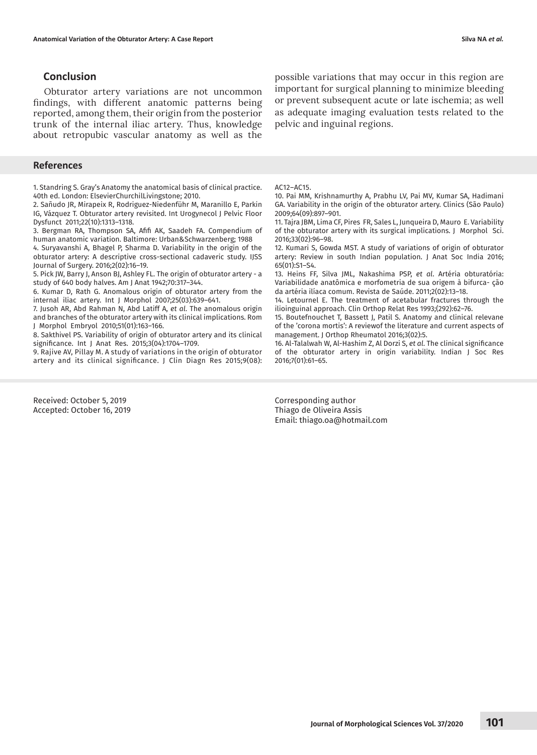## Conclusion

Obturator artery variations are not uncommon findings, with different anatomic patterns being reported, among them, their origin from the posterior trunk of the internal iliac artery. Thus, knowledge about retropubic vascular anatomy as well as the possible variations that may occur in this region are important for surgical planning to minimize bleeding or prevent subsequent acute or late ischemia; as well as adequate imaging evaluation tests related to the pelvic and inguinal regions.

## References

1. Standring S. Gray's Anatomy the anatomical basis of clinical practice. 40th ed. London: ElsevierChurchilLivingstone; 2010.
2. Sañudo JR, Mirapeix R, Rodriguez-Niedenführ M, Maranillo E, Parkin IG, Vázquez T. Obturator artery revisited. Int Urogynecol J Pelvic Floor Dysfunct 2011;22(10):1313–1318.
3. Bergman RA, Thompson SA, Afifi AK, Saadeh FA. Compendium of human anatomic variation. Baltimore: Urban&Schwarzenberg; 1988
4. Suryavanshi A, Bhagel P, Sharma D. Variability in the origin of the obturator artery: A descriptive cross-sectional cadaveric study. IJSS Journal of Surgery. 2016;2(02):16–19.
5. Pick JW, Barry J, Anson BJ, Ashley FL. The origin of obturator artery - a study of 640 body halves. Am J Anat 1942;70:317–344.
6. Kumar D, Rath G. Anomalous origin of obturator artery from the internal iliac artery. Int J Morphol 2007;25(03):639–641.
7. Jusoh AR, Abd Rahman N, Abd Latiff A, *et al*. The anomalous origin and branches of the obturator artery with its clinical implications. Rom J Morphol Embryol 2010;51(01):163–166.
8. Sakthivel PS. Variability of origin of obturator artery and its clinical significance. Int J Anat Res. 2015;3(04):1704–1709.
9. Rajive AV, Pillay M. A study of variations in the origin of obturator artery and its clinical significance. J Clin Diagn Res 2015;9(08): AC12–AC15.
10. Pai MM, Krishnamurthy A, Prabhu LV, Pai MV, Kumar SA, Hadimani GA. Variability in the origin of the obturator artery. Clinics (São Paulo) 2009;64(09):897–901.
11. Tajra JBM, Lima CF, Pires FR, Sales L, Junqueira D, Mauro E. Variability of the obturator artery with its surgical implications. J Morphol Sci. 2016;33(02):96–98.
12. Kumari S, Gowda MST. A study of variations of origin of obturator artery: Review in south Indian population. J Anat Soc India 2016; 65(01):S1–S4.
13. Heins FF, Silva JML, Nakashima PSP, *et al*. Artéria obturatória: Variabilidade anatômica e morfometria de sua origem à bifurca- ção da artéria ilíaca comum. Revista de Saúde. 2011;2(02):13–18.
14. Letournel E. The treatment of acetabular fractures through the ilioinguinal approach. Clin Orthop Relat Res 1993;(292):62–76.
15. Boutefnouchet T, Bassett J, Patil S. Anatomy and clinical relevane of the 'corona mortis': A reviewof the literature and current aspects of management. J Orthop Rheumatol 2016;3(02):5.
16. Al-Talalwah W, Al-Hashim Z, Al Dorzi S, *et al*. The clinical significance of the obturator artery in origin variability. Indian J Soc Res 2016;7(01):61–65.

Received: October 5, 2019
Accepted: October 16, 2019

Corresponding author
Thiago de Oliveira Assis
Email: thiago.oa@hotmail.com